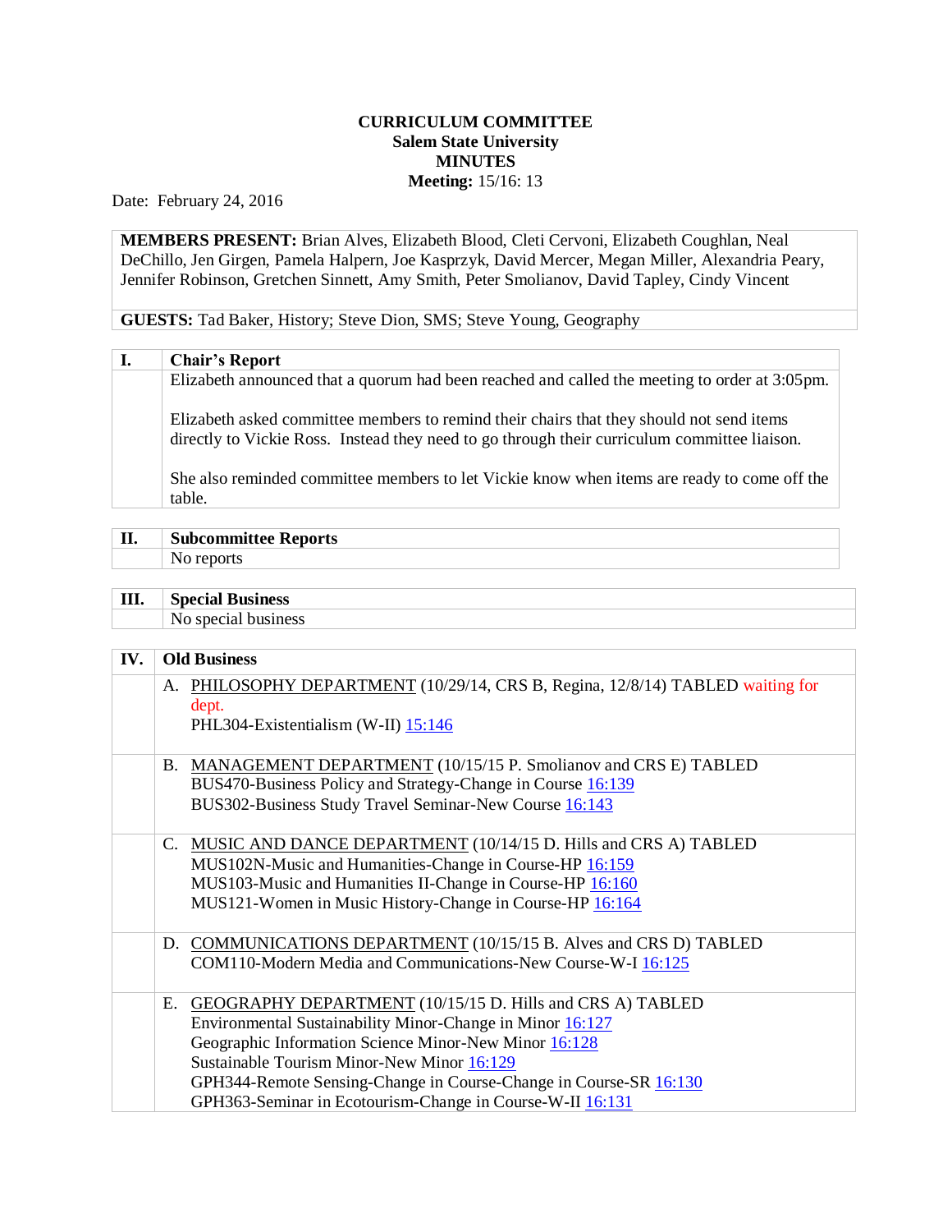**CURRICULUM COMMITTEE**
**Salem State University**
**MINUTES**
**Meeting:** 15/16: 13

Date: February 24, 2016

**MEMBERS PRESENT:** Brian Alves, Elizabeth Blood, Cleti Cervoni, Elizabeth Coughlan, Neal DeChillo, Jen Girgen, Pamela Halpern, Joe Kasprzyk, David Mercer, Megan Miller, Alexandria Peary, Jennifer Robinson, Gretchen Sinnett, Amy Smith, Peter Smolianov, David Tapley, Cindy Vincent

**GUESTS:** Tad Baker, History; Steve Dion, SMS; Steve Young, Geography

## I. Chair's Report

Elizabeth announced that a quorum had been reached and called the meeting to order at 3:05pm.

Elizabeth asked committee members to remind their chairs that they should not send items directly to Vickie Ross. Instead they need to go through their curriculum committee liaison.

She also reminded committee members to let Vickie know when items are ready to come off the table.

## II. Subcommittee Reports

No reports

## III. Special Business

No special business

## IV. Old Business

A. PHILOSOPHY DEPARTMENT (10/29/14, CRS B, Regina, 12/8/14) TABLED waiting for dept.
   PHL304-Existentialism (W-II) 15:146

B. MANAGEMENT DEPARTMENT (10/15/15 P. Smolianov and CRS E) TABLED
   BUS470-Business Policy and Strategy-Change in Course 16:139
   BUS302-Business Study Travel Seminar-New Course 16:143

C. MUSIC AND DANCE DEPARTMENT (10/14/15 D. Hills and CRS A) TABLED
   MUS102N-Music and Humanities-Change in Course-HP 16:159
   MUS103-Music and Humanities II-Change in Course-HP 16:160
   MUS121-Women in Music History-Change in Course-HP 16:164

D. COMMUNICATIONS DEPARTMENT (10/15/15 B. Alves and CRS D) TABLED
   COM110-Modern Media and Communications-New Course-W-I 16:125

E. GEOGRAPHY DEPARTMENT (10/15/15 D. Hills and CRS A) TABLED
   Environmental Sustainability Minor-Change in Minor 16:127
   Geographic Information Science Minor-New Minor 16:128
   Sustainable Tourism Minor-New Minor 16:129
   GPH344-Remote Sensing-Change in Course-SR 16:130
   GPH363-Seminar in Ecotourism-Change in Course-W-II 16:131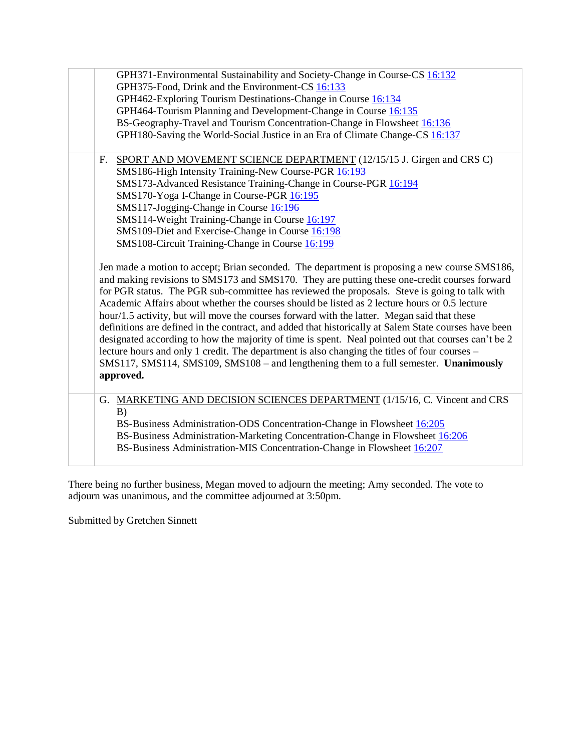| | |
|---|---|
| | GPH371-Environmental Sustainability and Society-Change in Course-CS 16:132<br>GPH375-Food, Drink and the Environment-CS 16:133<br>GPH462-Exploring Tourism Destinations-Change in Course 16:134<br>GPH464-Tourism Planning and Development-Change in Course 16:135<br>BS-Geography-Travel and Tourism Concentration-Change in Flowsheet 16:136<br>GPH180-Saving the World-Social Justice in an Era of Climate Change-CS 16:137 |
| | F. SPORT AND MOVEMENT SCIENCE DEPARTMENT (12/15/15 J. Girgen and CRS C)<br>SMS186-High Intensity Training-New Course-PGR 16:193<br>SMS173-Advanced Resistance Training-Change in Course-PGR 16:194<br>SMS170-Yoga I-Change in Course-PGR 16:195<br>SMS117-Jogging-Change in Course 16:196<br>SMS114-Weight Training-Change in Course 16:197<br>SMS109-Diet and Exercise-Change in Course 16:198<br>SMS108-Circuit Training-Change in Course 16:199<br><br>Jen made a motion to accept; Brian seconded. The department is proposing a new course SMS186, and making revisions to SMS173 and SMS170. They are putting these one-credit courses forward for PGR status. The PGR sub-committee has reviewed the proposals. Steve is going to talk with Academic Affairs about whether the courses should be listed as 2 lecture hours or 0.5 lecture hour/1.5 activity, but will move the courses forward with the latter. Megan said that these definitions are defined in the contract, and added that historically at Salem State courses have been designated according to how the majority of time is spent. Neal pointed out that courses can't be 2 lecture hours and only 1 credit. The department is also changing the titles of four courses – SMS117, SMS114, SMS109, SMS108 – and lengthening them to a full semester. **Unanimously approved.** |
| | G. MARKETING AND DECISION SCIENCES DEPARTMENT (1/15/16, C. Vincent and CRS B)<br>BS-Business Administration-ODS Concentration-Change in Flowsheet 16:205<br>BS-Business Administration-Marketing Concentration-Change in Flowsheet 16:206<br>BS-Business Administration-MIS Concentration-Change in Flowsheet 16:207 |

There being no further business, Megan moved to adjourn the meeting; Amy seconded. The vote to adjourn was unanimous, and the committee adjourned at 3:50pm.

Submitted by Gretchen Sinnett